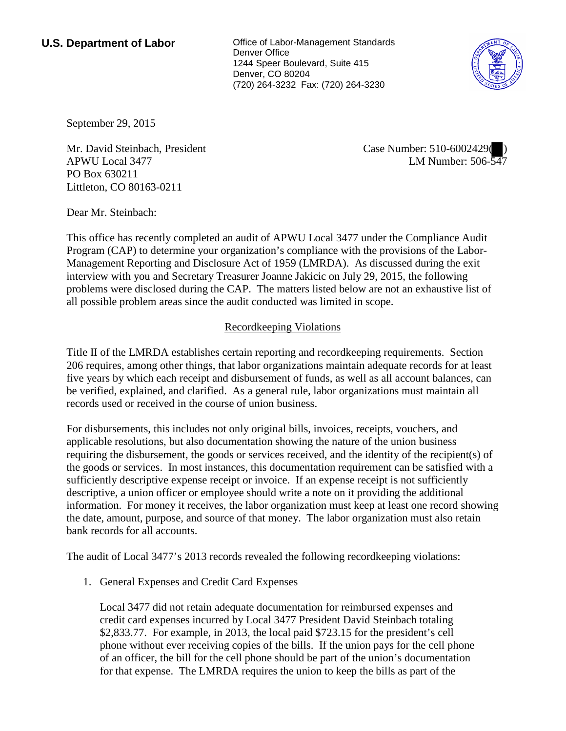**U.S. Department of Labor**

Office of Labor-Management Standards
Denver Office
1244 Speer Boulevard, Suite 415
Denver, CO 80204
(720) 264-3232 Fax: (720) 264-3230

September 29, 2015

Mr. David Steinbach, President
APWU Local 3477
PO Box 630211
Littleton, CO 80163-0211

Case Number: 510-6002429( )
LM Number: 506-547

Dear Mr. Steinbach:

This office has recently completed an audit of APWU Local 3477 under the Compliance Audit Program (CAP) to determine your organization's compliance with the provisions of the Labor-Management Reporting and Disclosure Act of 1959 (LMRDA). As discussed during the exit interview with you and Secretary Treasurer Joanne Jakicic on July 29, 2015, the following problems were disclosed during the CAP. The matters listed below are not an exhaustive list of all possible problem areas since the audit conducted was limited in scope.

## Recordkeeping Violations

Title II of the LMRDA establishes certain reporting and recordkeeping requirements. Section 206 requires, among other things, that labor organizations maintain adequate records for at least five years by which each receipt and disbursement of funds, as well as all account balances, can be verified, explained, and clarified. As a general rule, labor organizations must maintain all records used or received in the course of union business.

For disbursements, this includes not only original bills, invoices, receipts, vouchers, and applicable resolutions, but also documentation showing the nature of the union business requiring the disbursement, the goods or services received, and the identity of the recipient(s) of the goods or services. In most instances, this documentation requirement can be satisfied with a sufficiently descriptive expense receipt or invoice. If an expense receipt is not sufficiently descriptive, a union officer or employee should write a note on it providing the additional information. For money it receives, the labor organization must keep at least one record showing the date, amount, purpose, and source of that money. The labor organization must also retain bank records for all accounts.

The audit of Local 3477's 2013 records revealed the following recordkeeping violations:

1. General Expenses and Credit Card Expenses

   Local 3477 did not retain adequate documentation for reimbursed expenses and credit card expenses incurred by Local 3477 President David Steinbach totaling $2,833.77. For example, in 2013, the local paid $723.15 for the president's cell phone without ever receiving copies of the bills. If the union pays for the cell phone of an officer, the bill for the cell phone should be part of the union's documentation for that expense. The LMRDA requires the union to keep the bills as part of the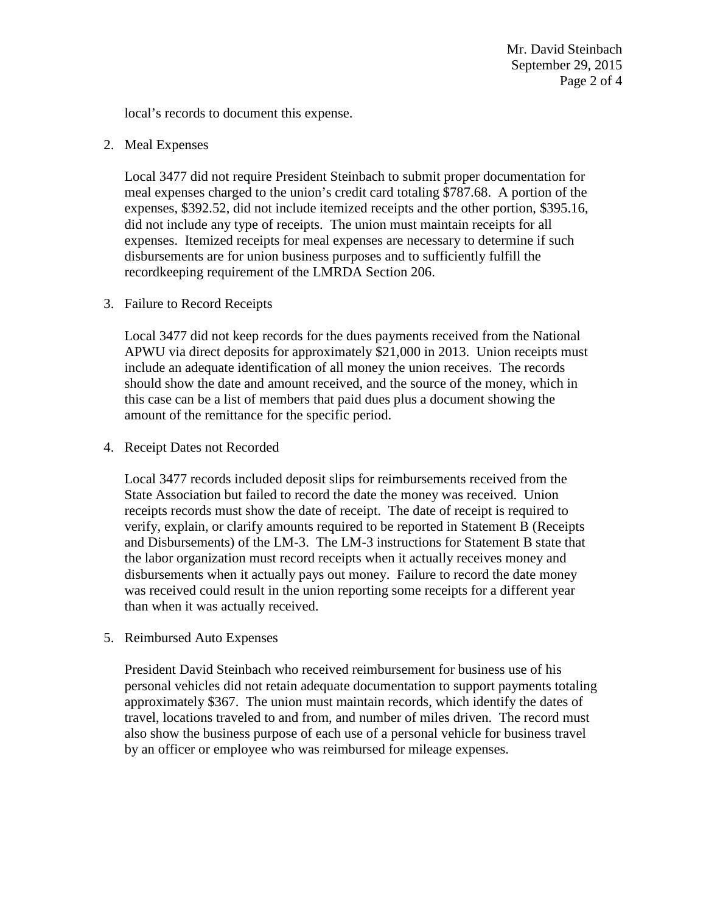local's records to document this expense.

2. Meal Expenses

   Local 3477 did not require President Steinbach to submit proper documentation for meal expenses charged to the union's credit card totaling $787.68. A portion of the expenses, $392.52, did not include itemized receipts and the other portion, $395.16, did not include any type of receipts. The union must maintain receipts for all expenses. Itemized receipts for meal expenses are necessary to determine if such disbursements are for union business purposes and to sufficiently fulfill the recordkeeping requirement of the LMRDA Section 206.

3. Failure to Record Receipts

   Local 3477 did not keep records for the dues payments received from the National APWU via direct deposits for approximately $21,000 in 2013. Union receipts must include an adequate identification of all money the union receives. The records should show the date and amount received, and the source of the money, which in this case can be a list of members that paid dues plus a document showing the amount of the remittance for the specific period.

4. Receipt Dates not Recorded

   Local 3477 records included deposit slips for reimbursements received from the State Association but failed to record the date the money was received. Union receipts records must show the date of receipt. The date of receipt is required to verify, explain, or clarify amounts required to be reported in Statement B (Receipts and Disbursements) of the LM-3. The LM-3 instructions for Statement B state that the labor organization must record receipts when it actually receives money and disbursements when it actually pays out money. Failure to record the date money was received could result in the union reporting some receipts for a different year than when it was actually received.

5. Reimbursed Auto Expenses

   President David Steinbach who received reimbursement for business use of his personal vehicles did not retain adequate documentation to support payments totaling approximately $367. The union must maintain records, which identify the dates of travel, locations traveled to and from, and number of miles driven. The record must also show the business purpose of each use of a personal vehicle for business travel by an officer or employee who was reimbursed for mileage expenses.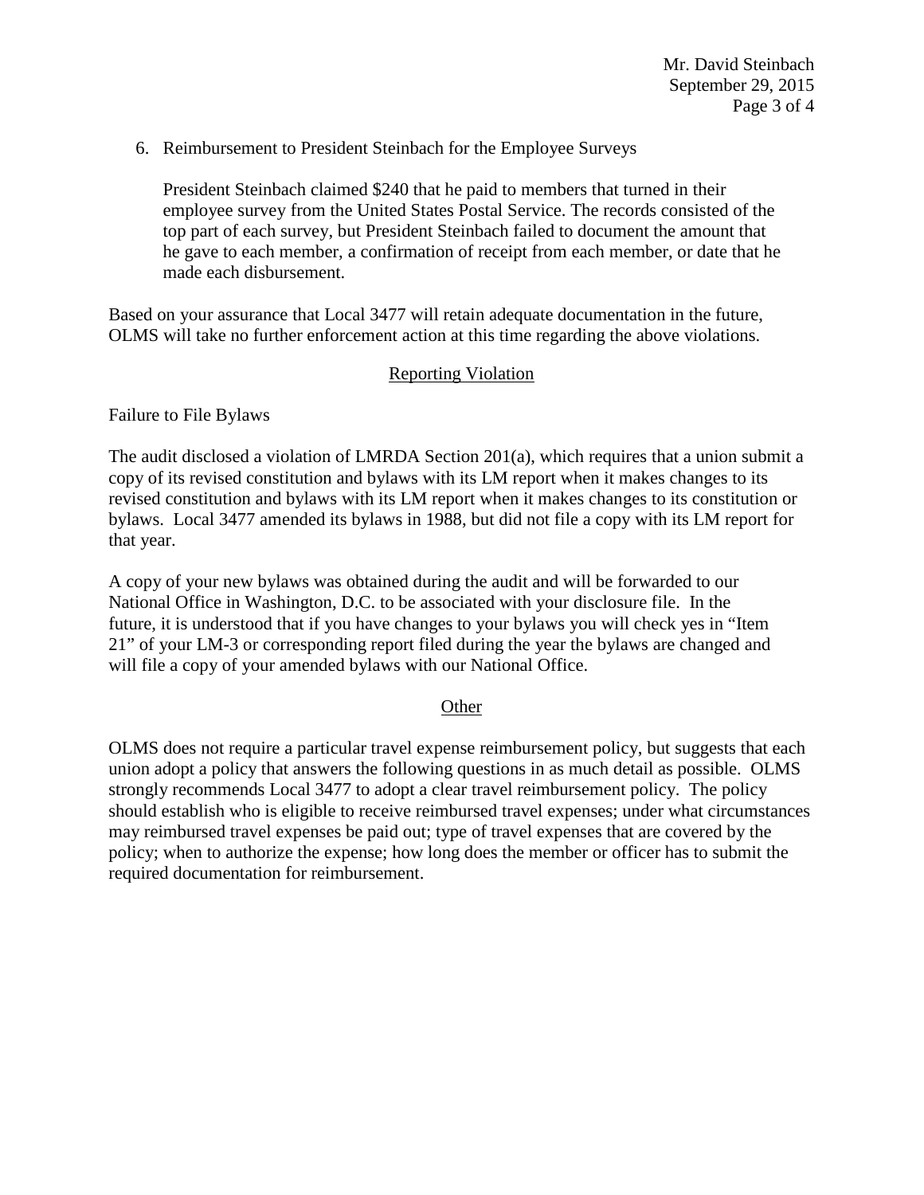6. Reimbursement to President Steinbach for the Employee Surveys

   President Steinbach claimed $240 that he paid to members that turned in their employee survey from the United States Postal Service. The records consisted of the top part of each survey, but President Steinbach failed to document the amount that he gave to each member, a confirmation of receipt from each member, or date that he made each disbursement.

Based on your assurance that Local 3477 will retain adequate documentation in the future, OLMS will take no further enforcement action at this time regarding the above violations.

## Reporting Violation

Failure to File Bylaws

The audit disclosed a violation of LMRDA Section 201(a), which requires that a union submit a copy of its revised constitution and bylaws with its LM report when it makes changes to its revised constitution and bylaws with its LM report when it makes changes to its constitution or bylaws. Local 3477 amended its bylaws in 1988, but did not file a copy with its LM report for that year.

A copy of your new bylaws was obtained during the audit and will be forwarded to our National Office in Washington, D.C. to be associated with your disclosure file. In the future, it is understood that if you have changes to your bylaws you will check yes in "Item 21" of your LM-3 or corresponding report filed during the year the bylaws are changed and will file a copy of your amended bylaws with our National Office.

## Other

OLMS does not require a particular travel expense reimbursement policy, but suggests that each union adopt a policy that answers the following questions in as much detail as possible. OLMS strongly recommends Local 3477 to adopt a clear travel reimbursement policy. The policy should establish who is eligible to receive reimbursed travel expenses; under what circumstances may reimbursed travel expenses be paid out; type of travel expenses that are covered by the policy; when to authorize the expense; how long does the member or officer has to submit the required documentation for reimbursement.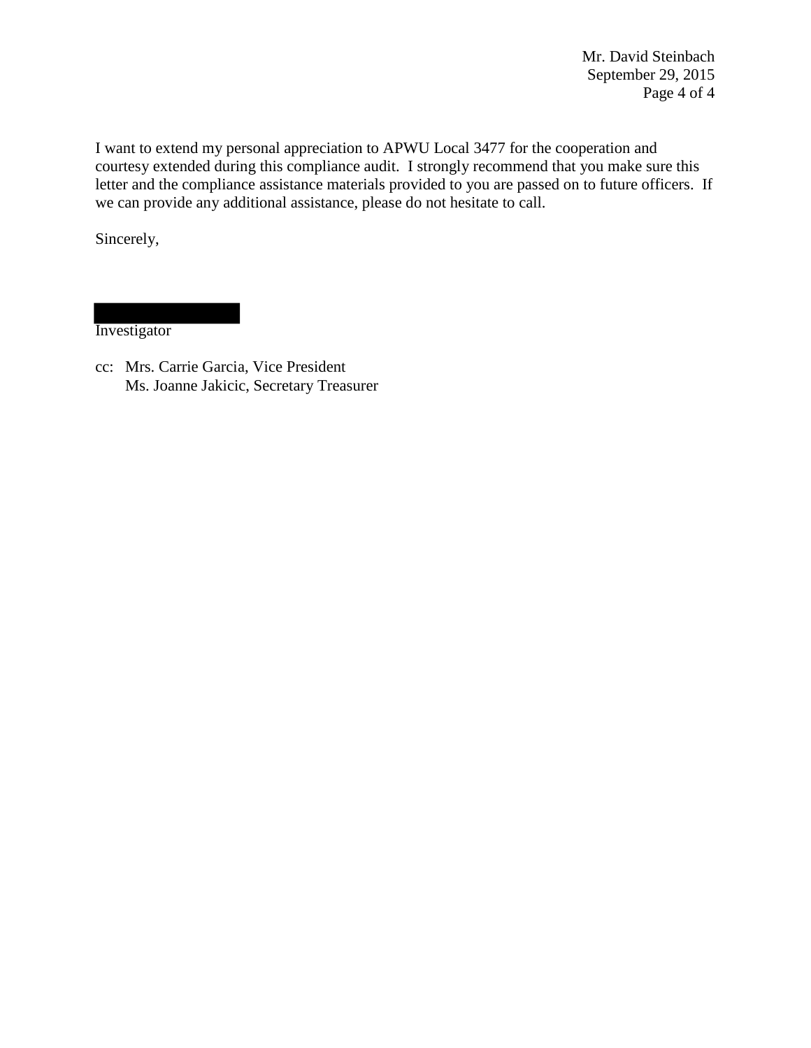I want to extend my personal appreciation to APWU Local 3477 for the cooperation and courtesy extended during this compliance audit. I strongly recommend that you make sure this letter and the compliance assistance materials provided to you are passed on to future officers. If we can provide any additional assistance, please do not hesitate to call.

Sincerely,

Investigator

cc: Mrs. Carrie Garcia, Vice President
Ms. Joanne Jakicic, Secretary Treasurer